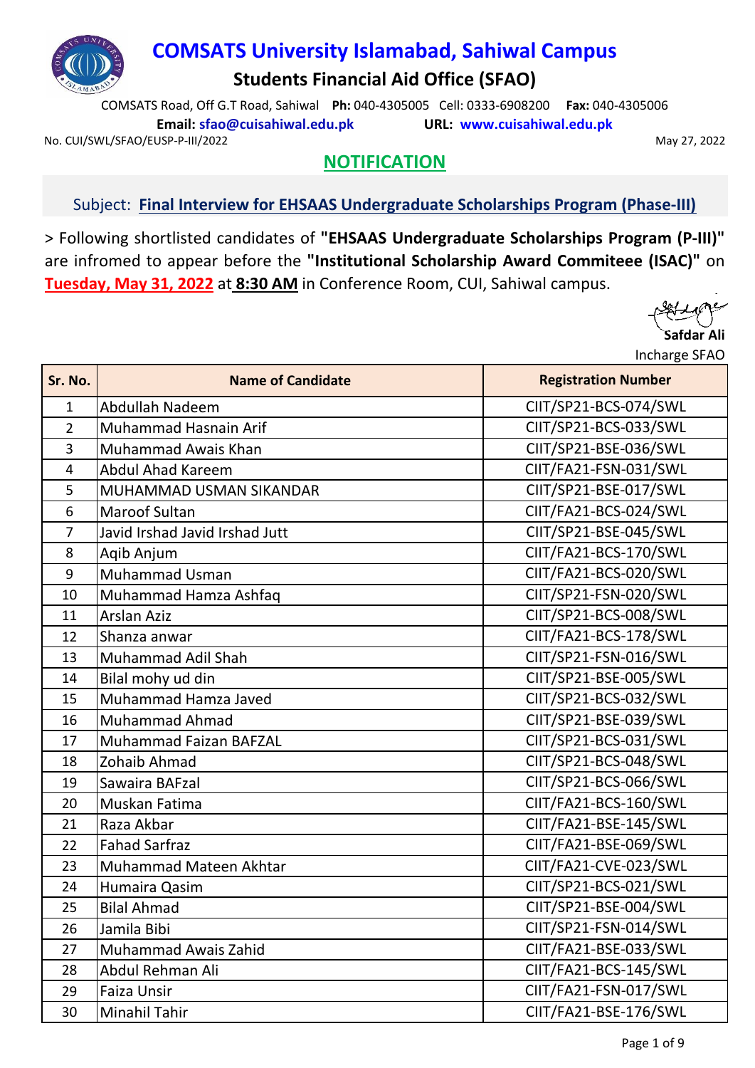# COMSATS University Islamabad, Sahiwal Campus

## Students Financial Aid Office (SFAO)

COMSATS Road, Off G.T Road, Sahiwal **Ph:** 040-4305005 Cell: 0333-6908200 **Fax:** 040-4305006

**Email:** sfao@cuisahiwal.edu.pk **URL:** www.cuisahiwal.edu.pk

No. CUI/SWL/SFAO/EUSP-P-III/2022

May 27, 2022

## NOTIFICATION

Subject: **Final Interview for EHSAAS Undergraduate Scholarships Program (Phase-III)**

> Following shortlisted candidates of **"EHSAAS Undergraduate Scholarships Program (P-III)"** are infromed to appear before the **"Institutional Scholarship Award Commiteee (ISAC)"** on **Tuesday, May 31, 2022** at **8:30 AM** in Conference Room, CUI, Sahiwal campus.

Safdar Ali
Incharge SFAO

| Sr. No. | Name of Candidate | Registration Number |
|---|---|---|
| 1 | Abdullah Nadeem | CIIT/SP21-BCS-074/SWL |
| 2 | Muhammad Hasnain Arif | CIIT/SP21-BCS-033/SWL |
| 3 | Muhammad Awais Khan | CIIT/SP21-BSE-036/SWL |
| 4 | Abdul Ahad Kareem | CIIT/FA21-FSN-031/SWL |
| 5 | MUHAMMAD USMAN SIKANDAR | CIIT/SP21-BSE-017/SWL |
| 6 | Maroof Sultan | CIIT/FA21-BCS-024/SWL |
| 7 | Javid Irshad Javid Irshad Jutt | CIIT/SP21-BSE-045/SWL |
| 8 | Aqib Anjum | CIIT/FA21-BCS-170/SWL |
| 9 | Muhammad Usman | CIIT/FA21-BCS-020/SWL |
| 10 | Muhammad Hamza Ashfaq | CIIT/SP21-FSN-020/SWL |
| 11 | Arslan Aziz | CIIT/SP21-BCS-008/SWL |
| 12 | Shanza anwar | CIIT/FA21-BCS-178/SWL |
| 13 | Muhammad Adil Shah | CIIT/SP21-FSN-016/SWL |
| 14 | Bilal mohy ud din | CIIT/SP21-BSE-005/SWL |
| 15 | Muhammad Hamza Javed | CIIT/SP21-BCS-032/SWL |
| 16 | Muhammad Ahmad | CIIT/SP21-BSE-039/SWL |
| 17 | Muhammad Faizan BAFZAL | CIIT/SP21-BCS-031/SWL |
| 18 | Zohaib Ahmad | CIIT/SP21-BCS-048/SWL |
| 19 | Sawaira BAFzal | CIIT/SP21-BCS-066/SWL |
| 20 | Muskan Fatima | CIIT/FA21-BCS-160/SWL |
| 21 | Raza Akbar | CIIT/FA21-BSE-145/SWL |
| 22 | Fahad Sarfraz | CIIT/FA21-BSE-069/SWL |
| 23 | Muhammad Mateen Akhtar | CIIT/FA21-CVE-023/SWL |
| 24 | Humaira Qasim | CIIT/SP21-BCS-021/SWL |
| 25 | Bilal Ahmad | CIIT/SP21-BSE-004/SWL |
| 26 | Jamila Bibi | CIIT/SP21-FSN-014/SWL |
| 27 | Muhammad Awais Zahid | CIIT/FA21-BSE-033/SWL |
| 28 | Abdul Rehman Ali | CIIT/FA21-BCS-145/SWL |
| 29 | Faiza Unsir | CIIT/FA21-FSN-017/SWL |
| 30 | Minahil Tahir | CIIT/FA21-BSE-176/SWL |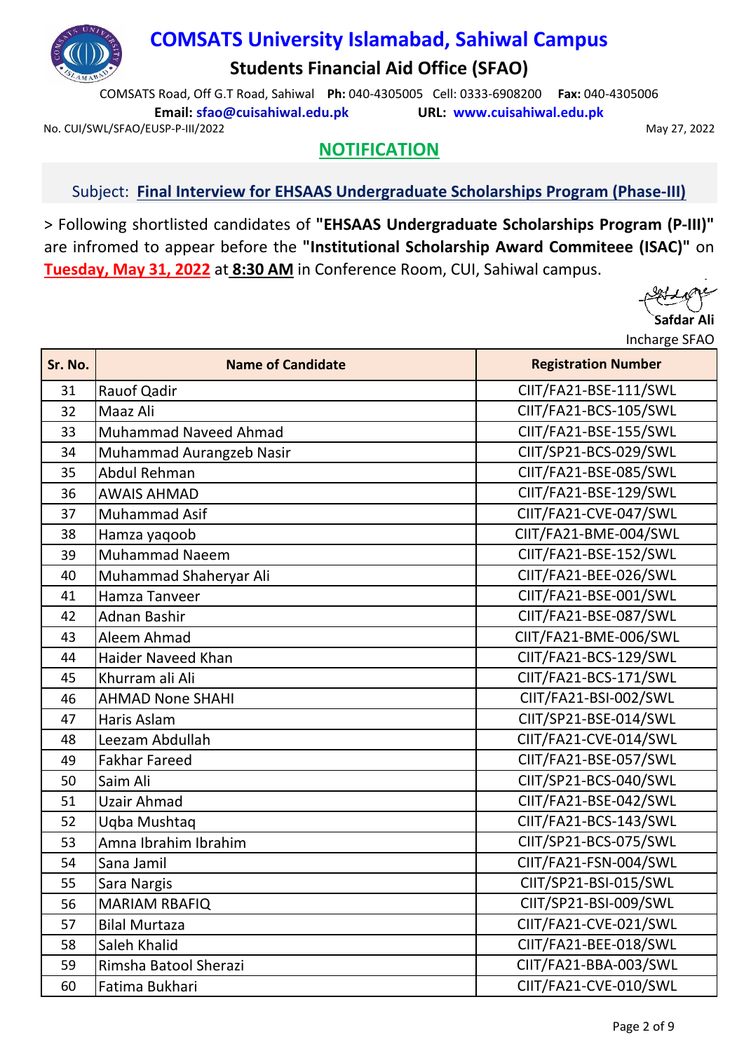# COMSATS University Islamabad, Sahiwal Campus

## Students Financial Aid Office (SFAO)

COMSATS Road, Off G.T Road, Sahiwal **Ph:** 040-4305005 Cell: 0333-6908200 **Fax:** 040-4305006

**Email:** **sfao@cuisahiwal.edu.pk** **URL:** **www.cuisahiwal.edu.pk**

No. CUI/SWL/SFAO/EUSP-P-III/2022

May 27, 2022

## NOTIFICATION

Subject: **Final Interview for EHSAAS Undergraduate Scholarships Program (Phase-III)**

> Following shortlisted candidates of **"EHSAAS Undergraduate Scholarships Program (P-III)"** are infromed to appear before the **"Institutional Scholarship Award Commiteee (ISAC)"** on **Tuesday, May 31, 2022** at **8:30 AM** in Conference Room, CUI, Sahiwal campus.

**Safdar Ali**
Incharge SFAO

| Sr. No. | Name of Candidate | Registration Number |
|---|---|---|
| 31 | Rauof Qadir | CIIT/FA21-BSE-111/SWL |
| 32 | Maaz Ali | CIIT/FA21-BCS-105/SWL |
| 33 | Muhammad Naveed Ahmad | CIIT/FA21-BSE-155/SWL |
| 34 | Muhammad Aurangzeb Nasir | CIIT/SP21-BCS-029/SWL |
| 35 | Abdul Rehman | CIIT/FA21-BSE-085/SWL |
| 36 | AWAIS AHMAD | CIIT/FA21-BSE-129/SWL |
| 37 | Muhammad Asif | CIIT/FA21-CVE-047/SWL |
| 38 | Hamza yaqoob | CIIT/FA21-BME-004/SWL |
| 39 | Muhammad Naeem | CIIT/FA21-BSE-152/SWL |
| 40 | Muhammad Shaheryar Ali | CIIT/FA21-BEE-026/SWL |
| 41 | Hamza Tanveer | CIIT/FA21-BSE-001/SWL |
| 42 | Adnan Bashir | CIIT/FA21-BSE-087/SWL |
| 43 | Aleem Ahmad | CIIT/FA21-BME-006/SWL |
| 44 | Haider Naveed Khan | CIIT/FA21-BCS-129/SWL |
| 45 | Khurram ali Ali | CIIT/FA21-BCS-171/SWL |
| 46 | AHMAD None SHAHI | CIIT/FA21-BSI-002/SWL |
| 47 | Haris Aslam | CIIT/SP21-BSE-014/SWL |
| 48 | Leezam Abdullah | CIIT/FA21-CVE-014/SWL |
| 49 | Fakhar Fareed | CIIT/FA21-BSE-057/SWL |
| 50 | Saim Ali | CIIT/SP21-BCS-040/SWL |
| 51 | Uzair Ahmad | CIIT/FA21-BSE-042/SWL |
| 52 | Uqba Mushtaq | CIIT/FA21-BCS-143/SWL |
| 53 | Amna Ibrahim Ibrahim | CIIT/SP21-BCS-075/SWL |
| 54 | Sana Jamil | CIIT/FA21-FSN-004/SWL |
| 55 | Sara Nargis | CIIT/SP21-BSI-015/SWL |
| 56 | MARIAM RBAFIQ | CIIT/SP21-BSI-009/SWL |
| 57 | Bilal Murtaza | CIIT/FA21-CVE-021/SWL |
| 58 | Saleh Khalid | CIIT/FA21-BEE-018/SWL |
| 59 | Rimsha Batool Sherazi | CIIT/FA21-BBA-003/SWL |
| 60 | Fatima Bukhari | CIIT/FA21-CVE-010/SWL |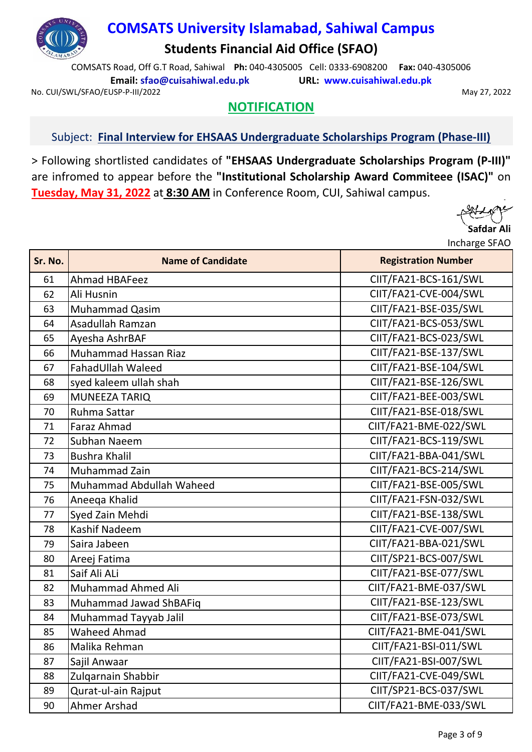# COMSATS University Islamabad, Sahiwal Campus

## Students Financial Aid Office (SFAO)

COMSATS Road, Off G.T Road, Sahiwal **Ph:** 040-4305005 Cell: 0333-6908200 **Fax:** 040-4305006

**Email:** sfao@cuisahiwal.edu.pk **URL:** www.cuisahiwal.edu.pk

No. CUI/SWL/SFAO/EUSP-P-III/2022

May 27, 2022

## NOTIFICATION

Subject: **Final Interview for EHSAAS Undergraduate Scholarships Program (Phase-III)**

> Following shortlisted candidates of **"EHSAAS Undergraduate Scholarships Program (P-III)"** are infromed to appear before the **"Institutional Scholarship Award Commiteee (ISAC)"** on **Tuesday, May 31, 2022** at **8:30 AM** in Conference Room, CUI, Sahiwal campus.

**Safdar Ali**
Incharge SFAO

| Sr. No. | Name of Candidate | Registration Number |
|---|---|---|
| 61 | Ahmad HBAFeez | CIIT/FA21-BCS-161/SWL |
| 62 | Ali Husnin | CIIT/FA21-CVE-004/SWL |
| 63 | Muhammad Qasim | CIIT/FA21-BSE-035/SWL |
| 64 | Asadullah Ramzan | CIIT/FA21-BCS-053/SWL |
| 65 | Ayesha AshrBAF | CIIT/FA21-BCS-023/SWL |
| 66 | Muhammad Hassan Riaz | CIIT/FA21-BSE-137/SWL |
| 67 | FahadUllah Waleed | CIIT/FA21-BSE-104/SWL |
| 68 | syed kaleem ullah shah | CIIT/FA21-BSE-126/SWL |
| 69 | MUNEEZA TARIQ | CIIT/FA21-BEE-003/SWL |
| 70 | Ruhma Sattar | CIIT/FA21-BSE-018/SWL |
| 71 | Faraz Ahmad | CIIT/FA21-BME-022/SWL |
| 72 | Subhan Naeem | CIIT/FA21-BCS-119/SWL |
| 73 | Bushra Khalil | CIIT/FA21-BBA-041/SWL |
| 74 | Muhammad Zain | CIIT/FA21-BCS-214/SWL |
| 75 | Muhammad Abdullah Waheed | CIIT/FA21-BSE-005/SWL |
| 76 | Aneeqa Khalid | CIIT/FA21-FSN-032/SWL |
| 77 | Syed Zain Mehdi | CIIT/FA21-BSE-138/SWL |
| 78 | Kashif Nadeem | CIIT/FA21-CVE-007/SWL |
| 79 | Saira Jabeen | CIIT/FA21-BBA-021/SWL |
| 80 | Areej Fatima | CIIT/SP21-BCS-007/SWL |
| 81 | Saif Ali ALi | CIIT/FA21-BSE-077/SWL |
| 82 | Muhammad Ahmed Ali | CIIT/FA21-BME-037/SWL |
| 83 | Muhammad Jawad ShBAFiq | CIIT/FA21-BSE-123/SWL |
| 84 | Muhammad Tayyab Jalil | CIIT/FA21-BSE-073/SWL |
| 85 | Waheed Ahmad | CIIT/FA21-BME-041/SWL |
| 86 | Malika Rehman | CIIT/FA21-BSI-011/SWL |
| 87 | Sajil Anwaar | CIIT/FA21-BSI-007/SWL |
| 88 | Zulqarnain Shabbir | CIIT/FA21-CVE-049/SWL |
| 89 | Qurat-ul-ain Rajput | CIIT/SP21-BCS-037/SWL |
| 90 | Ahmer Arshad | CIIT/FA21-BME-033/SWL |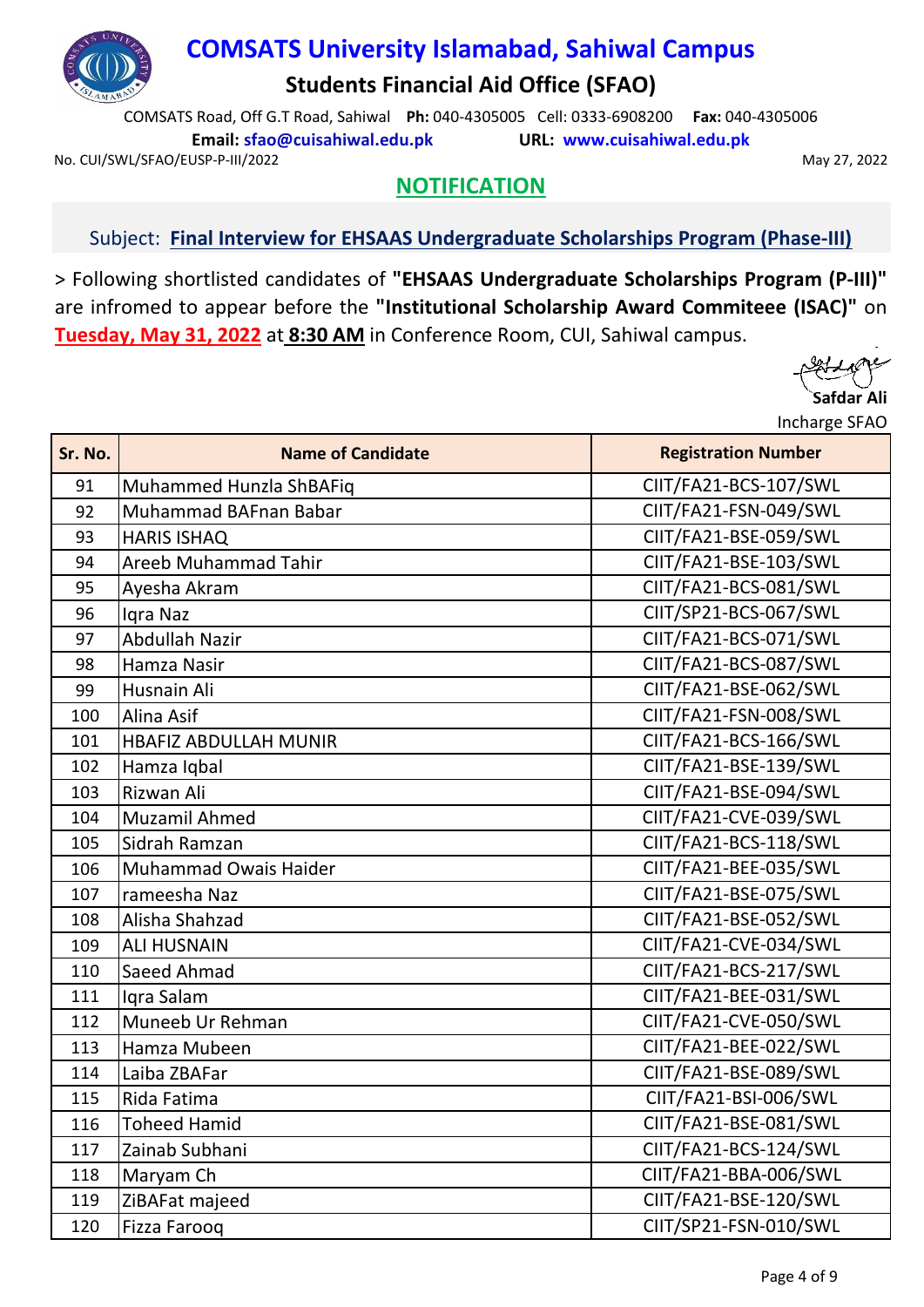# COMSATS University Islamabad, Sahiwal Campus

## Students Financial Aid Office (SFAO)

COMSATS Road, Off G.T Road, Sahiwal **Ph:** 040-4305005 Cell: 0333-6908200 **Fax:** 040-4305006

**Email:** sfao@cuisahiwal.edu.pk **URL:** www.cuisahiwal.edu.pk

No. CUI/SWL/SFAO/EUSP-P-III/2022 May 27, 2022

## NOTIFICATION

Subject: **Final Interview for EHSAAS Undergraduate Scholarships Program (Phase-III)**

> Following shortlisted candidates of **"EHSAAS Undergraduate Scholarships Program (P-III)"** are infromed to appear before the **"Institutional Scholarship Award Commiteee (ISAC)"** on **Tuesday, May 31, 2022** at **8:30 AM** in Conference Room, CUI, Sahiwal campus.

**Safdar Ali**
Incharge SFAO

| Sr. No. | Name of Candidate | Registration Number |
|---|---|---|
| 91 | Muhammed Hunzla ShBAFiq | CIIT/FA21-BCS-107/SWL |
| 92 | Muhammad BAFnan Babar | CIIT/FA21-FSN-049/SWL |
| 93 | HARIS ISHAQ | CIIT/FA21-BSE-059/SWL |
| 94 | Areeb Muhammad Tahir | CIIT/FA21-BSE-103/SWL |
| 95 | Ayesha Akram | CIIT/FA21-BCS-081/SWL |
| 96 | Iqra Naz | CIIT/SP21-BCS-067/SWL |
| 97 | Abdullah Nazir | CIIT/FA21-BCS-071/SWL |
| 98 | Hamza Nasir | CIIT/FA21-BCS-087/SWL |
| 99 | Husnain Ali | CIIT/FA21-BSE-062/SWL |
| 100 | Alina Asif | CIIT/FA21-FSN-008/SWL |
| 101 | HBAFIZ ABDULLAH MUNIR | CIIT/FA21-BCS-166/SWL |
| 102 | Hamza Iqbal | CIIT/FA21-BSE-139/SWL |
| 103 | Rizwan Ali | CIIT/FA21-BSE-094/SWL |
| 104 | Muzamil Ahmed | CIIT/FA21-CVE-039/SWL |
| 105 | Sidrah Ramzan | CIIT/FA21-BCS-118/SWL |
| 106 | Muhammad Owais Haider | CIIT/FA21-BEE-035/SWL |
| 107 | rameesha Naz | CIIT/FA21-BSE-075/SWL |
| 108 | Alisha Shahzad | CIIT/FA21-BSE-052/SWL |
| 109 | ALI HUSNAIN | CIIT/FA21-CVE-034/SWL |
| 110 | Saeed Ahmad | CIIT/FA21-BCS-217/SWL |
| 111 | Iqra Salam | CIIT/FA21-BEE-031/SWL |
| 112 | Muneeb Ur Rehman | CIIT/FA21-CVE-050/SWL |
| 113 | Hamza Mubeen | CIIT/FA21-BEE-022/SWL |
| 114 | Laiba ZBAFar | CIIT/FA21-BSE-089/SWL |
| 115 | Rida Fatima | CIIT/FA21-BSI-006/SWL |
| 116 | Toheed Hamid | CIIT/FA21-BSE-081/SWL |
| 117 | Zainab Subhani | CIIT/FA21-BCS-124/SWL |
| 118 | Maryam Ch | CIIT/FA21-BBA-006/SWL |
| 119 | ZiBAFat majeed | CIIT/FA21-BSE-120/SWL |
| 120 | Fizza Farooq | CIIT/SP21-FSN-010/SWL |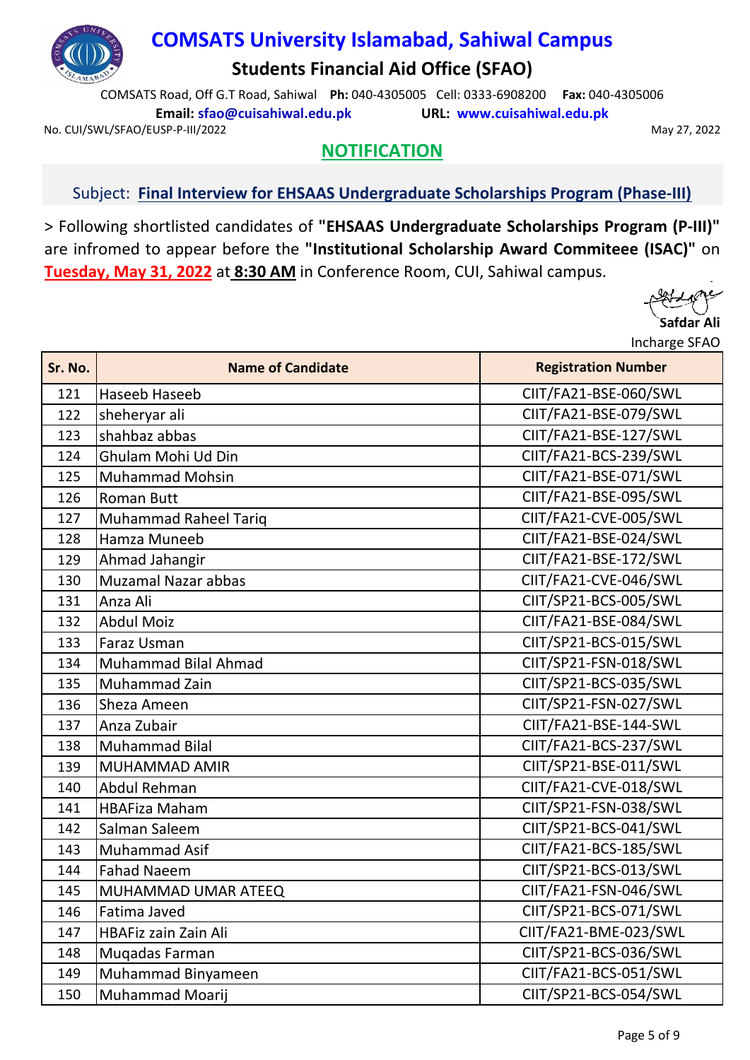# COMSATS University Islamabad, Sahiwal Campus

## Students Financial Aid Office (SFAO)

COMSATS Road, Off G.T Road, Sahiwal **Ph:** 040-4305005 Cell: 0333-6908200 **Fax:** 040-4305006

**Email:** sfao@cuisahiwal.edu.pk **URL:** www.cuisahiwal.edu.pk

No. CUI/SWL/SFAO/EUSP-P-III/2022

May 27, 2022

## NOTIFICATION

Subject: **Final Interview for EHSAAS Undergraduate Scholarships Program (Phase-III)**

> Following shortlisted candidates of **"EHSAAS Undergraduate Scholarships Program (P-III)"** are infromed to appear before the **"Institutional Scholarship Award Commiteee (ISAC)"** on **Tuesday, May 31, 2022** at **8:30 AM** in Conference Room, CUI, Sahiwal campus.

**Safdar Ali**
Incharge SFAO

| Sr. No. | Name of Candidate | Registration Number |
|---|---|---|
| 121 | Haseeb Haseeb | CIIT/FA21-BSE-060/SWL |
| 122 | sheheryar ali | CIIT/FA21-BSE-079/SWL |
| 123 | shahbaz abbas | CIIT/FA21-BSE-127/SWL |
| 124 | Ghulam Mohi Ud Din | CIIT/FA21-BCS-239/SWL |
| 125 | Muhammad Mohsin | CIIT/FA21-BSE-071/SWL |
| 126 | Roman Butt | CIIT/FA21-BSE-095/SWL |
| 127 | Muhammad Raheel Tariq | CIIT/FA21-CVE-005/SWL |
| 128 | Hamza Muneeb | CIIT/FA21-BSE-024/SWL |
| 129 | Ahmad Jahangir | CIIT/FA21-BSE-172/SWL |
| 130 | Muzamal Nazar abbas | CIIT/FA21-CVE-046/SWL |
| 131 | Anza Ali | CIIT/SP21-BCS-005/SWL |
| 132 | Abdul Moiz | CIIT/FA21-BSE-084/SWL |
| 133 | Faraz Usman | CIIT/SP21-BCS-015/SWL |
| 134 | Muhammad Bilal Ahmad | CIIT/SP21-FSN-018/SWL |
| 135 | Muhammad Zain | CIIT/SP21-BCS-035/SWL |
| 136 | Sheza Ameen | CIIT/SP21-FSN-027/SWL |
| 137 | Anza Zubair | CIIT/FA21-BSE-144-SWL |
| 138 | Muhammad Bilal | CIIT/FA21-BCS-237/SWL |
| 139 | MUHAMMAD AMIR | CIIT/SP21-BSE-011/SWL |
| 140 | Abdul Rehman | CIIT/FA21-CVE-018/SWL |
| 141 | HBAFiza Maham | CIIT/SP21-FSN-038/SWL |
| 142 | Salman Saleem | CIIT/SP21-BCS-041/SWL |
| 143 | Muhammad Asif | CIIT/FA21-BCS-185/SWL |
| 144 | Fahad Naeem | CIIT/SP21-BCS-013/SWL |
| 145 | MUHAMMAD UMAR ATEEQ | CIIT/FA21-FSN-046/SWL |
| 146 | Fatima Javed | CIIT/SP21-BCS-071/SWL |
| 147 | HBAFiz zain Zain Ali | CIIT/FA21-BME-023/SWL |
| 148 | Muqadas Farman | CIIT/SP21-BCS-036/SWL |
| 149 | Muhammad Binyameen | CIIT/FA21-BCS-051/SWL |
| 150 | Muhammad Moarij | CIIT/SP21-BCS-054/SWL |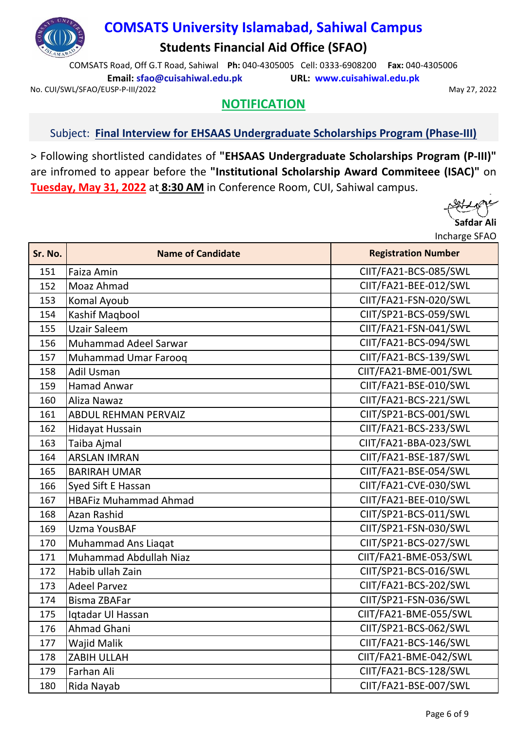# COMSATS University Islamabad, Sahiwal Campus

## Students Financial Aid Office (SFAO)

COMSATS Road, Off G.T Road, Sahiwal **Ph:** 040-4305005 Cell: 0333-6908200 **Fax:** 040-4305006

**Email:** sfao@cuisahiwal.edu.pk **URL:** www.cuisahiwal.edu.pk

No. CUI/SWL/SFAO/EUSP-P-III/2022 May 27, 2022

## NOTIFICATION

Subject: **Final Interview for EHSAAS Undergraduate Scholarships Program (Phase-III)**

> Following shortlisted candidates of **"EHSAAS Undergraduate Scholarships Program (P-III)"** are infromed to appear before the **"Institutional Scholarship Award Commiteee (ISAC)"** on **Tuesday, May 31, 2022** at **8:30 AM** in Conference Room, CUI, Sahiwal campus.

**Safdar Ali**
Incharge SFAO

| Sr. No. | Name of Candidate | Registration Number |
|---|---|---|
| 151 | Faiza Amin | CIIT/FA21-BCS-085/SWL |
| 152 | Moaz Ahmad | CIIT/FA21-BEE-012/SWL |
| 153 | Komal Ayoub | CIIT/FA21-FSN-020/SWL |
| 154 | Kashif Maqbool | CIIT/SP21-BCS-059/SWL |
| 155 | Uzair Saleem | CIIT/FA21-FSN-041/SWL |
| 156 | Muhammad Adeel Sarwar | CIIT/FA21-BCS-094/SWL |
| 157 | Muhammad Umar Farooq | CIIT/FA21-BCS-139/SWL |
| 158 | Adil Usman | CIIT/FA21-BME-001/SWL |
| 159 | Hamad Anwar | CIIT/FA21-BSE-010/SWL |
| 160 | Aliza Nawaz | CIIT/FA21-BCS-221/SWL |
| 161 | ABDUL REHMAN PERVAIZ | CIIT/SP21-BCS-001/SWL |
| 162 | Hidayat Hussain | CIIT/FA21-BCS-233/SWL |
| 163 | Taiba Ajmal | CIIT/FA21-BBA-023/SWL |
| 164 | ARSLAN IMRAN | CIIT/FA21-BSE-187/SWL |
| 165 | BARIRAH UMAR | CIIT/FA21-BSE-054/SWL |
| 166 | Syed Sift E Hassan | CIIT/FA21-CVE-030/SWL |
| 167 | HBAFiz Muhammad Ahmad | CIIT/FA21-BEE-010/SWL |
| 168 | Azan Rashid | CIIT/SP21-BCS-011/SWL |
| 169 | Uzma YousBAF | CIIT/SP21-FSN-030/SWL |
| 170 | Muhammad Ans Liaqat | CIIT/SP21-BCS-027/SWL |
| 171 | Muhammad Abdullah Niaz | CIIT/FA21-BME-053/SWL |
| 172 | Habib ullah Zain | CIIT/SP21-BCS-016/SWL |
| 173 | Adeel Parvez | CIIT/FA21-BCS-202/SWL |
| 174 | Bisma ZBAFar | CIIT/SP21-FSN-036/SWL |
| 175 | Iqtadar Ul Hassan | CIIT/FA21-BME-055/SWL |
| 176 | Ahmad Ghani | CIIT/SP21-BCS-062/SWL |
| 177 | Wajid Malik | CIIT/FA21-BCS-146/SWL |
| 178 | ZABIH ULLAH | CIIT/FA21-BME-042/SWL |
| 179 | Farhan Ali | CIIT/FA21-BCS-128/SWL |
| 180 | Rida Nayab | CIIT/FA21-BSE-007/SWL |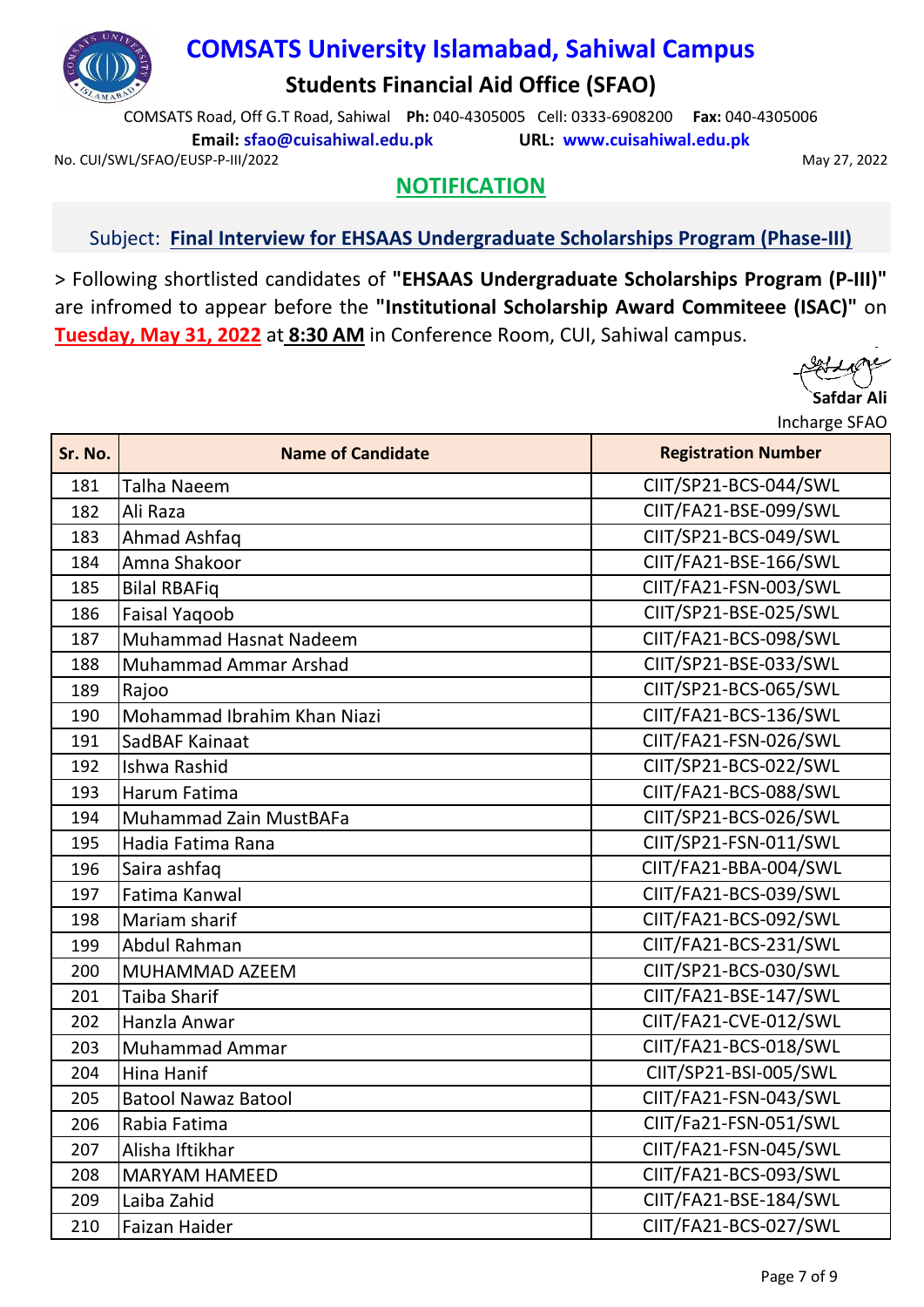# COMSATS University Islamabad, Sahiwal Campus

## Students Financial Aid Office (SFAO)

COMSATS Road, Off G.T Road, Sahiwal **Ph:** 040-4305005 Cell: 0333-6908200 **Fax:** 040-4305006

**Email:** sfao@cuisahiwal.edu.pk **URL:** www.cuisahiwal.edu.pk

No. CUI/SWL/SFAO/EUSP-P-III/2022

May 27, 2022

## NOTIFICATION

Subject: **Final Interview for EHSAAS Undergraduate Scholarships Program (Phase-III)**

> Following shortlisted candidates of **"EHSAAS Undergraduate Scholarships Program (P-III)"** are infromed to appear before the **"Institutional Scholarship Award Commiteee (ISAC)"** on **Tuesday, May 31, 2022** at **8:30 AM** in Conference Room, CUI, Sahiwal campus.

**Safdar Ali**
Incharge SFAO

| Sr. No. | Name of Candidate | Registration Number |
|---|---|---|
| 181 | Talha Naeem | CIIT/SP21-BCS-044/SWL |
| 182 | Ali Raza | CIIT/FA21-BSE-099/SWL |
| 183 | Ahmad Ashfaq | CIIT/SP21-BCS-049/SWL |
| 184 | Amna Shakoor | CIIT/FA21-BSE-166/SWL |
| 185 | Bilal RBAFiq | CIIT/FA21-FSN-003/SWL |
| 186 | Faisal Yaqoob | CIIT/SP21-BSE-025/SWL |
| 187 | Muhammad Hasnat Nadeem | CIIT/FA21-BCS-098/SWL |
| 188 | Muhammad Ammar Arshad | CIIT/SP21-BSE-033/SWL |
| 189 | Rajoo | CIIT/SP21-BCS-065/SWL |
| 190 | Mohammad Ibrahim Khan Niazi | CIIT/FA21-BCS-136/SWL |
| 191 | SadBAF Kainaat | CIIT/FA21-FSN-026/SWL |
| 192 | Ishwa Rashid | CIIT/SP21-BCS-022/SWL |
| 193 | Harum Fatima | CIIT/FA21-BCS-088/SWL |
| 194 | Muhammad Zain MustBAFa | CIIT/SP21-BCS-026/SWL |
| 195 | Hadia Fatima Rana | CIIT/SP21-FSN-011/SWL |
| 196 | Saira ashfaq | CIIT/FA21-BBA-004/SWL |
| 197 | Fatima Kanwal | CIIT/FA21-BCS-039/SWL |
| 198 | Mariam sharif | CIIT/FA21-BCS-092/SWL |
| 199 | Abdul Rahman | CIIT/FA21-BCS-231/SWL |
| 200 | MUHAMMAD AZEEM | CIIT/SP21-BCS-030/SWL |
| 201 | Taiba Sharif | CIIT/FA21-BSE-147/SWL |
| 202 | Hanzla Anwar | CIIT/FA21-CVE-012/SWL |
| 203 | Muhammad Ammar | CIIT/FA21-BCS-018/SWL |
| 204 | Hina Hanif | CIIT/SP21-BSI-005/SWL |
| 205 | Batool Nawaz Batool | CIIT/FA21-FSN-043/SWL |
| 206 | Rabia Fatima | CIIT/Fa21-FSN-051/SWL |
| 207 | Alisha Iftikhar | CIIT/FA21-FSN-045/SWL |
| 208 | MARYAM HAMEED | CIIT/FA21-BCS-093/SWL |
| 209 | Laiba Zahid | CIIT/FA21-BSE-184/SWL |
| 210 | Faizan Haider | CIIT/FA21-BCS-027/SWL |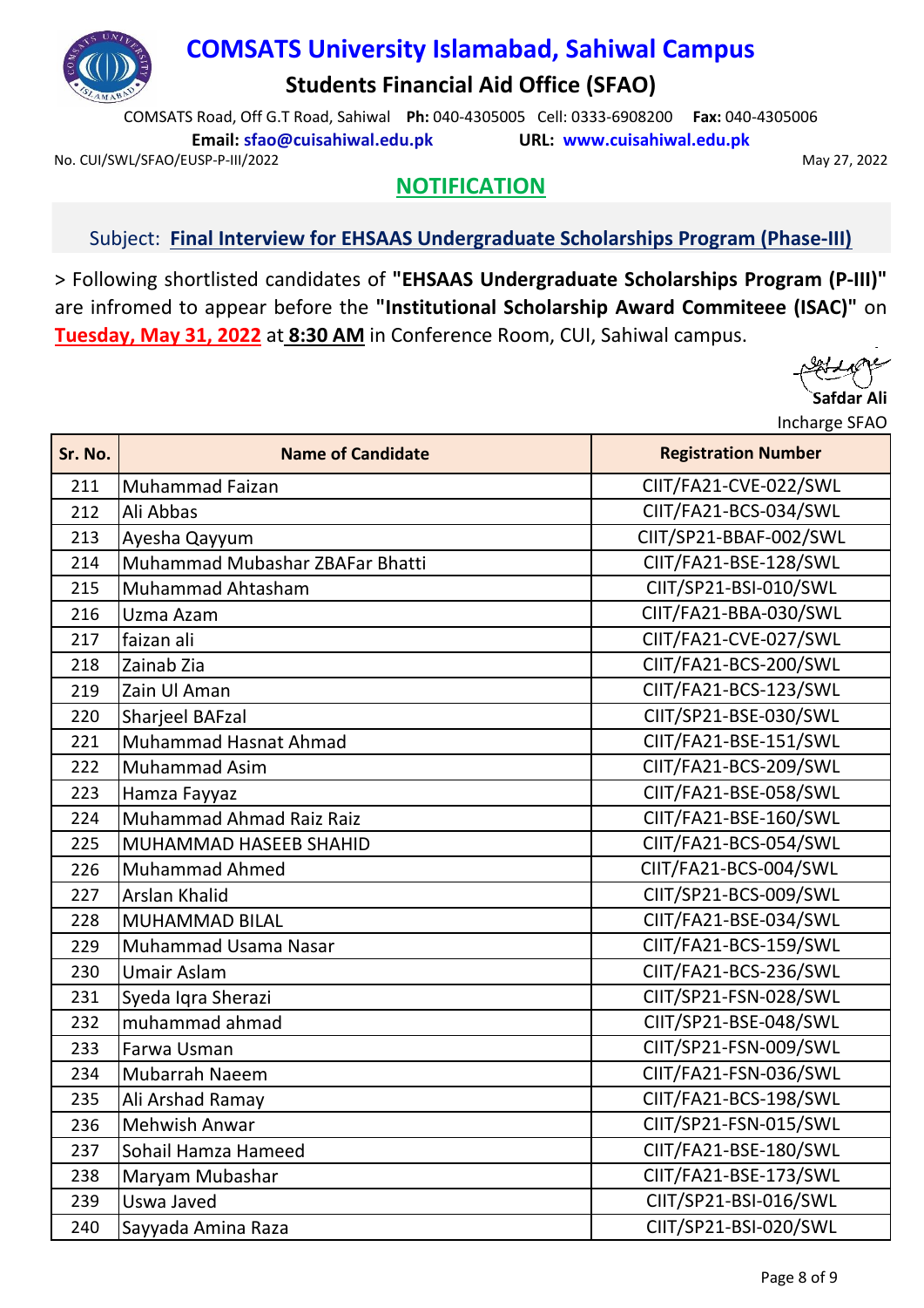# COMSATS University Islamabad, Sahiwal Campus

## Students Financial Aid Office (SFAO)

COMSATS Road, Off G.T Road, Sahiwal **Ph:** 040-4305005 Cell: 0333-6908200 **Fax:** 040-4305006

**Email:** sfao@cuisahiwal.edu.pk **URL:** www.cuisahiwal.edu.pk

No. CUI/SWL/SFAO/EUSP-P-III/2022 May 27, 2022

## NOTIFICATION

Subject: **Final Interview for EHSAAS Undergraduate Scholarships Program (Phase-III)**

> Following shortlisted candidates of **"EHSAAS Undergraduate Scholarships Program (P-III)"** are infromed to appear before the **"Institutional Scholarship Award Commiteee (ISAC)"** on **Tuesday, May 31, 2022** at **8:30 AM** in Conference Room, CUI, Sahiwal campus.

**Safdar Ali**
Incharge SFAO

| Sr. No. | Name of Candidate | Registration Number |
|---|---|---|
| 211 | Muhammad Faizan | CIIT/FA21-CVE-022/SWL |
| 212 | Ali Abbas | CIIT/FA21-BCS-034/SWL |
| 213 | Ayesha Qayyum | CIIT/SP21-BBAF-002/SWL |
| 214 | Muhammad Mubashar ZBAFar Bhatti | CIIT/FA21-BSE-128/SWL |
| 215 | Muhammad Ahtasham | CIIT/SP21-BSI-010/SWL |
| 216 | Uzma Azam | CIIT/FA21-BBA-030/SWL |
| 217 | faizan ali | CIIT/FA21-CVE-027/SWL |
| 218 | Zainab Zia | CIIT/FA21-BCS-200/SWL |
| 219 | Zain Ul Aman | CIIT/FA21-BCS-123/SWL |
| 220 | Sharjeel BAFzal | CIIT/SP21-BSE-030/SWL |
| 221 | Muhammad Hasnat Ahmad | CIIT/FA21-BSE-151/SWL |
| 222 | Muhammad Asim | CIIT/FA21-BCS-209/SWL |
| 223 | Hamza Fayyaz | CIIT/FA21-BSE-058/SWL |
| 224 | Muhammad Ahmad Raiz Raiz | CIIT/FA21-BSE-160/SWL |
| 225 | MUHAMMAD HASEEB SHAHID | CIIT/FA21-BCS-054/SWL |
| 226 | Muhammad Ahmed | CIIT/FA21-BCS-004/SWL |
| 227 | Arslan Khalid | CIIT/SP21-BCS-009/SWL |
| 228 | MUHAMMAD BILAL | CIIT/FA21-BSE-034/SWL |
| 229 | Muhammad Usama Nasar | CIIT/FA21-BCS-159/SWL |
| 230 | Umair Aslam | CIIT/FA21-BCS-236/SWL |
| 231 | Syeda Iqra Sherazi | CIIT/SP21-FSN-028/SWL |
| 232 | muhammad ahmad | CIIT/SP21-BSE-048/SWL |
| 233 | Farwa Usman | CIIT/SP21-FSN-009/SWL |
| 234 | Mubarrah Naeem | CIIT/FA21-FSN-036/SWL |
| 235 | Ali Arshad Ramay | CIIT/FA21-BCS-198/SWL |
| 236 | Mehwish Anwar | CIIT/SP21-FSN-015/SWL |
| 237 | Sohail Hamza Hameed | CIIT/FA21-BSE-180/SWL |
| 238 | Maryam Mubashar | CIIT/FA21-BSE-173/SWL |
| 239 | Uswa Javed | CIIT/SP21-BSI-016/SWL |
| 240 | Sayyada Amina Raza | CIIT/SP21-BSI-020/SWL |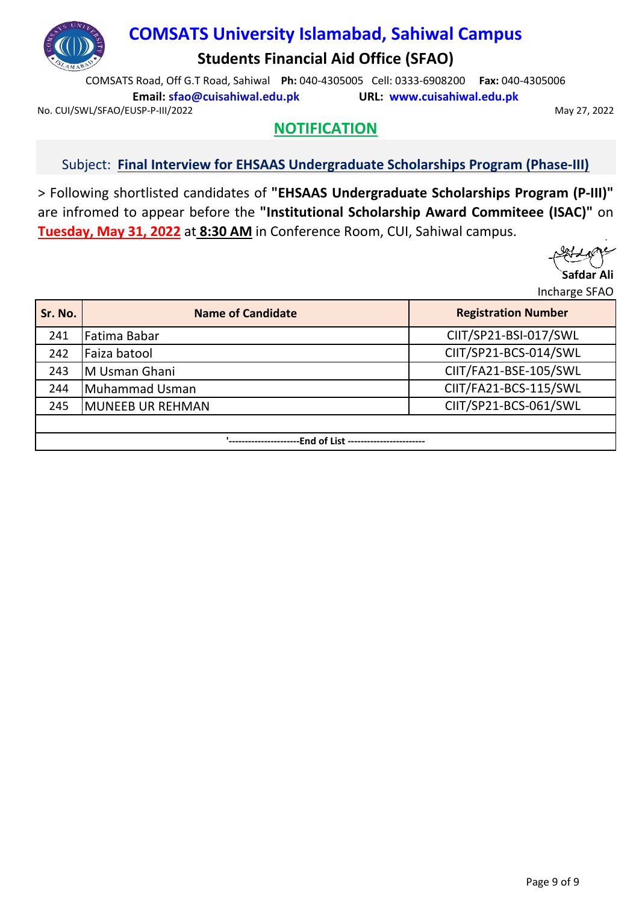# COMSATS University Islamabad, Sahiwal Campus

## Students Financial Aid Office (SFAO)

COMSATS Road, Off G.T Road, Sahiwal **Ph:** 040-4305005 Cell: 0333-6908200 **Fax:** 040-4305006

**Email: sfao@cuisahiwal.edu.pk** **URL: www.cuisahiwal.edu.pk**

No. CUI/SWL/SFAO/EUSP-P-III/2022 May 27, 2022

## NOTIFICATION

Subject: **Final Interview for EHSAAS Undergraduate Scholarships Program (Phase-III)**

> Following shortlisted candidates of **"EHSAAS Undergraduate Scholarships Program (P-III)"** are infromed to appear before the **"Institutional Scholarship Award Commiteee (ISAC)"** on **Tuesday, May 31, 2022** at **8:30 AM** in Conference Room, CUI, Sahiwal campus.

**Safdar Ali**
Incharge SFAO

| Sr. No. | Name of Candidate | Registration Number |
|---|---|---|
| 241 | Fatima Babar | CIIT/SP21-BSI-017/SWL |
| 242 | Faiza batool | CIIT/SP21-BCS-014/SWL |
| 243 | M Usman Ghani | CIIT/FA21-BSE-105/SWL |
| 244 | Muhammad Usman | CIIT/FA21-BCS-115/SWL |
| 245 | MUNEEB UR REHMAN | CIIT/SP21-BCS-061/SWL |
| | | |
| '---------------------End of List ----------------------- | | |